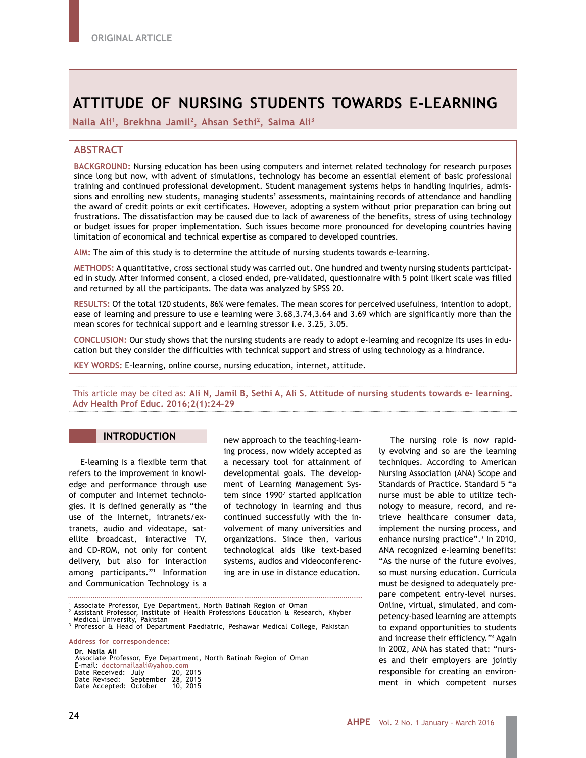ORIGINAL ARTICLE

# ATTITUDE OF NURSING STUDENTS TOWARDS E-LEARNING

**Naila Ali[1], Brekhna Jamil[2], Ahsan Sethi[2], Saima Ali[3]**

## ABSTRACT

**BACKGROUND:** Nursing education has been using computers and internet related technology for research purposes since long but now, with advent of simulations, technology has become an essential element of basic professional training and continued professional development. Student management systems helps in handling inquiries, admissions and enrolling new students, managing students' assessments, maintaining records of attendance and handling the award of credit points or exit certificates. However, adopting a system without prior preparation can bring out frustrations. The dissatisfaction may be caused due to lack of awareness of the benefits, stress of using technology or budget issues for proper implementation. Such issues become more pronounced for developing countries having limitation of economical and technical expertise as compared to developed countries.

**AIM:** The aim of this study is to determine the attitude of nursing students towards e-learning.

**METHODS:** A quantitative, cross sectional study was carried out. One hundred and twenty nursing students participated in study. After informed consent, a closed ended, pre-validated, questionnaire with 5 point likert scale was filled and returned by all the participants. The data was analyzed by SPSS 20.

**RESULTS:** Of the total 120 students, 86% were females. The mean scores for perceived usefulness, intention to adopt, ease of learning and pressure to use e learning were 3.68,3.74,3.64 and 3.69 which are significantly more than the mean scores for technical support and e learning stressor i.e. 3.25, 3.05.

**CONCLUSION:** Our study shows that the nursing students are ready to adopt e-learning and recognize its uses in education but they consider the difficulties with technical support and stress of using technology as a hindrance.

**KEY WORDS:** E-learning, online course, nursing education, internet, attitude.

This article may be cited as: **Ali N, Jamil B, Sethi A, Ali S. Attitude of nursing students towards e- learning. Adv Health Prof Educ. 2016;2(1):24-29**

## INTRODUCTION

E-learning is a flexible term that refers to the improvement in knowledge and performance through use of computer and Internet technologies. It is defined generally as "the use of the Internet, intranets/extranets, audio and videotape, satellite broadcast, interactive TV, and CD-ROM, not only for content delivery, but also for interaction among participants."[1] Information and Communication Technology is a new approach to the teaching-learning process, now widely accepted as a necessary tool for attainment of developmental goals. The development of Learning Management System since 1990[2] started application of technology in learning and thus continued successfully with the involvement of many universities and organizations. Since then, various technological aids like text-based systems, audios and videoconferencing are in use in distance education.

The nursing role is now rapidly evolving and so are the learning techniques. According to American Nursing Association (ANA) Scope and Standards of Practice. Standard 5 "a nurse must be able to utilize technology to measure, record, and retrieve healthcare consumer data, implement the nursing process, and enhance nursing practice".[3] In 2010, ANA recognized e-learning benefits: "As the nurse of the future evolves, so must nursing education. Curricula must be designed to adequately prepare competent entry-level nurses. Online, virtual, simulated, and competency-based learning are attempts to expand opportunities to students and increase their efficiency."[4] Again in 2002, ANA has stated that: "nurses and their employers are jointly responsible for creating an environment in which competent nurses

---

[1] Associate Professor, Eye Department, North Batinah Region of Oman
[2] Assistant Professor, Institute of Health Professions Education & Research, Khyber Medical University, Pakistan
[3] Professor & Head of Department Paediatric, Peshawar Medical College, Pakistan

**Address for correspondence:**

**Dr. Naila Ali**
Associate Professor, Eye Department, North Batinah Region of Oman
E-mail: doctornailaali@yahoo.com
Date Received: July 20, 2015
Date Revised: September 28, 2015
Date Accepted: October 10, 2015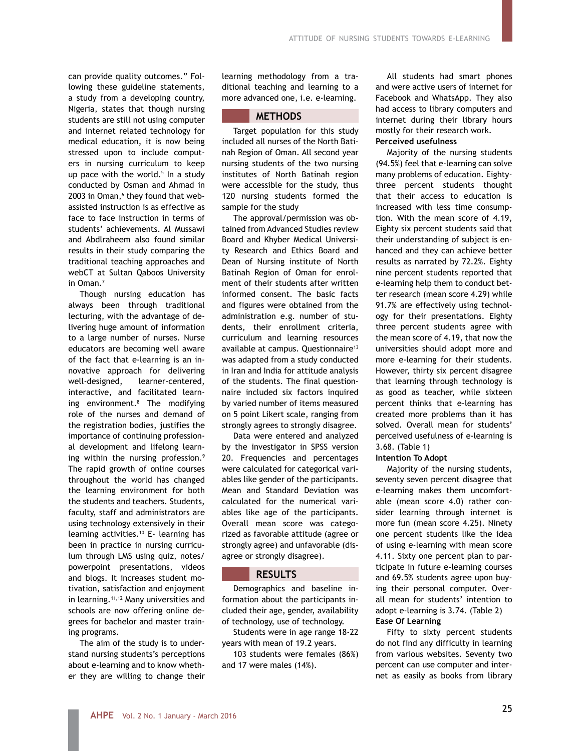can provide quality outcomes." Following these guideline statements, a study from a developing country, Nigeria, states that though nursing students are still not using computer and internet related technology for medical education, it is now being stressed upon to include computers in nursing curriculum to keep up pace with the world.[5] In a study conducted by Osman and Ahmad in 2003 in Oman,[6] they found that web-assisted instruction is as effective as face to face instruction in terms of students' achievements. Al Mussawi and Abdlraheem also found similar results in their study comparing the traditional teaching approaches and webCT at Sultan Qaboos University in Oman.[7]

Though nursing education has always been through traditional lecturing, with the advantage of delivering huge amount of information to a large number of nurses. Nurse educators are becoming well aware of the fact that e-learning is an innovative approach for delivering well-designed, learner-centered, interactive, and facilitated learning environment.[8] The modifying role of the nurses and demand of the registration bodies, justifies the importance of continuing professional development and lifelong learning within the nursing profession.[9] The rapid growth of online courses throughout the world has changed the learning environment for both the students and teachers. Students, faculty, staff and administrators are using technology extensively in their learning activities.[10] E- learning has been in practice in nursing curriculum through LMS using quiz, notes/powerpoint presentations, videos and blogs. It increases student motivation, satisfaction and enjoyment in learning.[11,12] Many universities and schools are now offering online degrees for bachelor and master training programs.

The aim of the study is to understand nursing students's perceptions about e-learning and to know whether they are willing to change their learning methodology from a traditional teaching and learning to a more advanced one, i.e. e-learning.

## METHODS

Target population for this study included all nurses of the North Batinah Region of Oman. All second year nursing students of the two nursing institutes of North Batinah region were accessible for the study, thus 120 nursing students formed the sample for the study

The approval/permission was obtained from Advanced Studies review Board and Khyber Medical University Research and Ethics Board and Dean of Nursing institute of North Batinah Region of Oman for enrolment of their students after written informed consent. The basic facts and figures were obtained from the administration e.g. number of students, their enrollment criteria, curriculum and learning resources available at campus. Questionnaire[13] was adapted from a study conducted in Iran and India for attitude analysis of the students. The final questionnaire included six factors inquired by varied number of items measured on 5 point Likert scale, ranging from strongly agrees to strongly disagree.

Data were entered and analyzed by the investigator in SPSS version 20. Frequencies and percentages were calculated for categorical variables like gender of the participants. Mean and Standard Deviation was calculated for the numerical variables like age of the participants. Overall mean score was categorized as favorable attitude (agree or strongly agree) and unfavorable (disagree or strongly disagree).

## RESULTS

Demographics and baseline information about the participants included their age, gender, availability of technology, use of technology.

Students were in age range 18-22 years with mean of 19.2 years.

103 students were females (86%) and 17 were males (14%).

All students had smart phones and were active users of internet for Facebook and WhatsApp. They also had access to library computers and internet during their library hours mostly for their research work.

**Perceived usefulness**

Majority of the nursing students (94.5%) feel that e-learning can solve many problems of education. Eighty-three percent students thought that their access to education is increased with less time consumption. With the mean score of 4.19, Eighty six percent students said that their understanding of subject is enhanced and they can achieve better results as narrated by 72.2%. Eighty nine percent students reported that e-learning help them to conduct better research (mean score 4.29) while 91.7% are effectively using technology for their presentations. Eighty three percent students agree with the mean score of 4.19, that now the universities should adopt more and more e-learning for their students. However, thirty six percent disagree that learning through technology is as good as teacher, while sixteen percent thinks that e-learning has created more problems than it has solved. Overall mean for students' perceived usefulness of e-learning is 3.68. (Table 1)

**Intention To Adopt**

Majority of the nursing students, seventy seven percent disagree that e-learning makes them uncomfortable (mean score 4.0) rather consider learning through internet is more fun (mean score 4.25). Ninety one percent students like the idea of using e-learning with mean score 4.11. Sixty one percent plan to participate in future e-learning courses and 69.5% students agree upon buying their personal computer. Overall mean for students' intention to adopt e-learning is 3.74. (Table 2)

**Ease Of Learning**

Fifty to sixty percent students do not find any difficulty in learning from various websites. Seventy two percent can use computer and internet as easily as books from library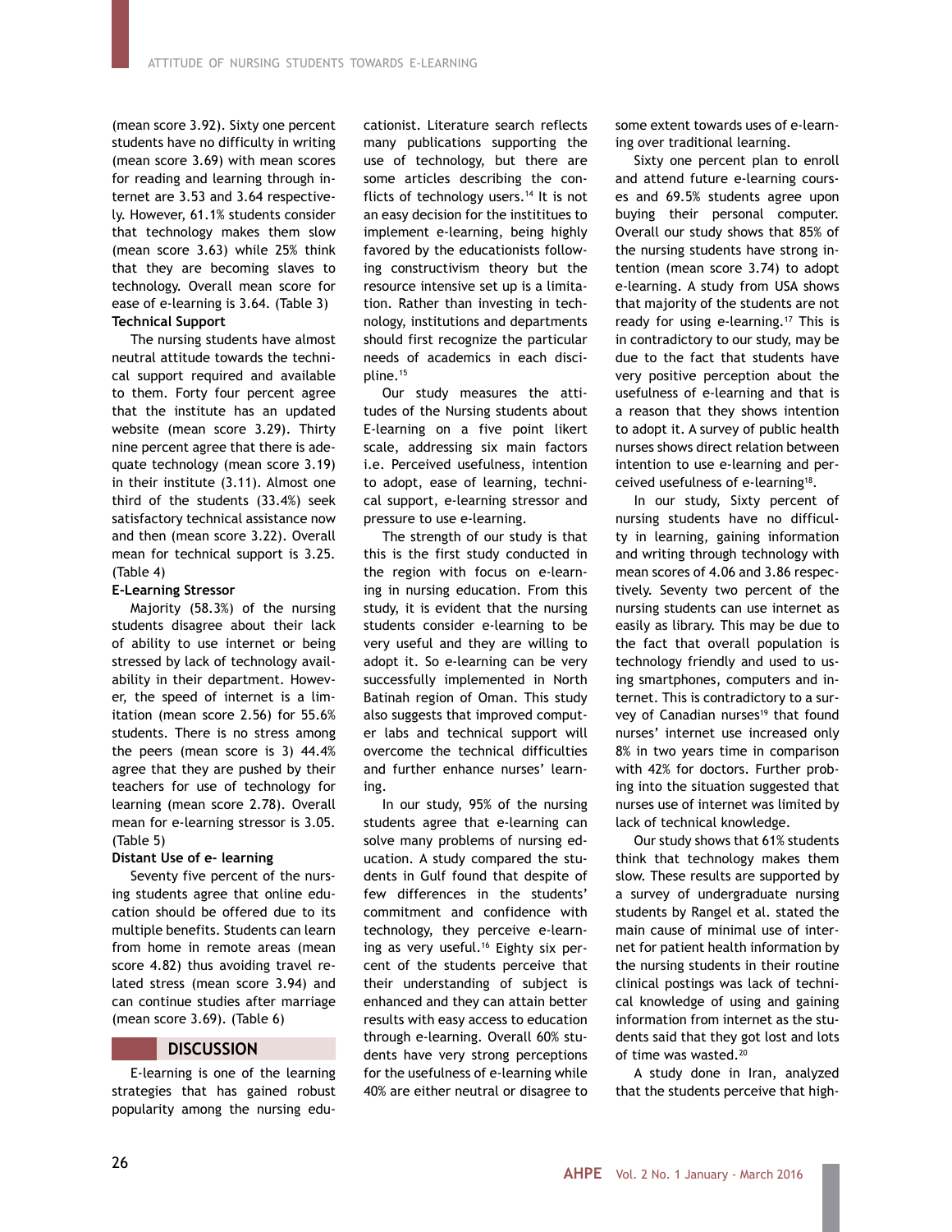(mean score 3.92). Sixty one percent students have no difficulty in writing (mean score 3.69) with mean scores for reading and learning through internet are 3.53 and 3.64 respectively. However, 61.1% students consider that technology makes them slow (mean score 3.63) while 25% think that they are becoming slaves to technology. Overall mean score for ease of e-learning is 3.64. (Table 3)

**Technical Support**

The nursing students have almost neutral attitude towards the technical support required and available to them. Forty four percent agree that the institute has an updated website (mean score 3.29). Thirty nine percent agree that there is adequate technology (mean score 3.19) in their institute (3.11). Almost one third of the students (33.4%) seek satisfactory technical assistance now and then (mean score 3.22). Overall mean for technical support is 3.25. (Table 4)

**E-Learning Stressor**

Majority (58.3%) of the nursing students disagree about their lack of ability to use internet or being stressed by lack of technology availability in their department. However, the speed of internet is a limitation (mean score 2.56) for 55.6% students. There is no stress among the peers (mean score is 3) 44.4% agree that they are pushed by their teachers for use of technology for learning (mean score 2.78). Overall mean for e-learning stressor is 3.05. (Table 5)

**Distant Use of e- learning**

Seventy five percent of the nursing students agree that online education should be offered due to its multiple benefits. Students can learn from home in remote areas (mean score 4.82) thus avoiding travel related stress (mean score 3.94) and can continue studies after marriage (mean score 3.69). (Table 6)

## DISCUSSION

E-learning is one of the learning strategies that has gained robust popularity among the nursing educationist. Literature search reflects many publications supporting the use of technology, but there are some articles describing the conflicts of technology users.[14] It is not an easy decision for the institutes to implement e-learning, being highly favored by the educationists following constructivism theory but the resource intensive set up is a limitation. Rather than investing in technology, institutions and departments should first recognize the particular needs of academics in each discipline.[15]

Our study measures the attitudes of the Nursing students about E-learning on a five point likert scale, addressing six main factors i.e. Perceived usefulness, intention to adopt, ease of learning, technical support, e-learning stressor and pressure to use e-learning.

The strength of our study is that this is the first study conducted in the region with focus on e-learning in nursing education. From this study, it is evident that the nursing students consider e-learning to be very useful and they are willing to adopt it. So e-learning can be very successfully implemented in North Batinah region of Oman. This study also suggests that improved computer labs and technical support will overcome the technical difficulties and further enhance nurses' learning.

In our study, 95% of the nursing students agree that e-learning can solve many problems of nursing education. A study compared the students in Gulf found that despite of few differences in the students' commitment and confidence with technology, they perceive e-learning as very useful.[16] Eighty six percent of the students perceive that their understanding of subject is enhanced and they can attain better results with easy access to education through e-learning. Overall 60% students have very strong perceptions for the usefulness of e-learning while 40% are either neutral or disagree to some extent towards uses of e-learning over traditional learning.

Sixty one percent plan to enroll and attend future e-learning courses and 69.5% students agree upon buying their personal computer. Overall our study shows that 85% of the nursing students have strong intention (mean score 3.74) to adopt e-learning. A study from USA shows that majority of the students are not ready for using e-learning.[17] This is in contradictory to our study, may be due to the fact that students have very positive perception about the usefulness of e-learning and that is a reason that they shows intention to adopt it. A survey of public health nurses shows direct relation between intention to use e-learning and perceived usefulness of e-learning[18].

In our study, Sixty percent of nursing students have no difficulty in learning, gaining information and writing through technology with mean scores of 4.06 and 3.86 respectively. Seventy two percent of the nursing students can use internet as easily as library. This may be due to the fact that overall population is technology friendly and used to using smartphones, computers and internet. This is contradictory to a survey of Canadian nurses[19] that found nurses' internet use increased only 8% in two years time in comparison with 42% for doctors. Further probing into the situation suggested that nurses use of internet was limited by lack of technical knowledge.

Our study shows that 61% students think that technology makes them slow. These results are supported by a survey of undergraduate nursing students by Rangel et al. stated the main cause of minimal use of internet for patient health information by the nursing students in their routine clinical postings was lack of technical knowledge of using and gaining information from internet as the students said that they got lost and lots of time was wasted.[20]

A study done in Iran, analyzed that the students perceive that high-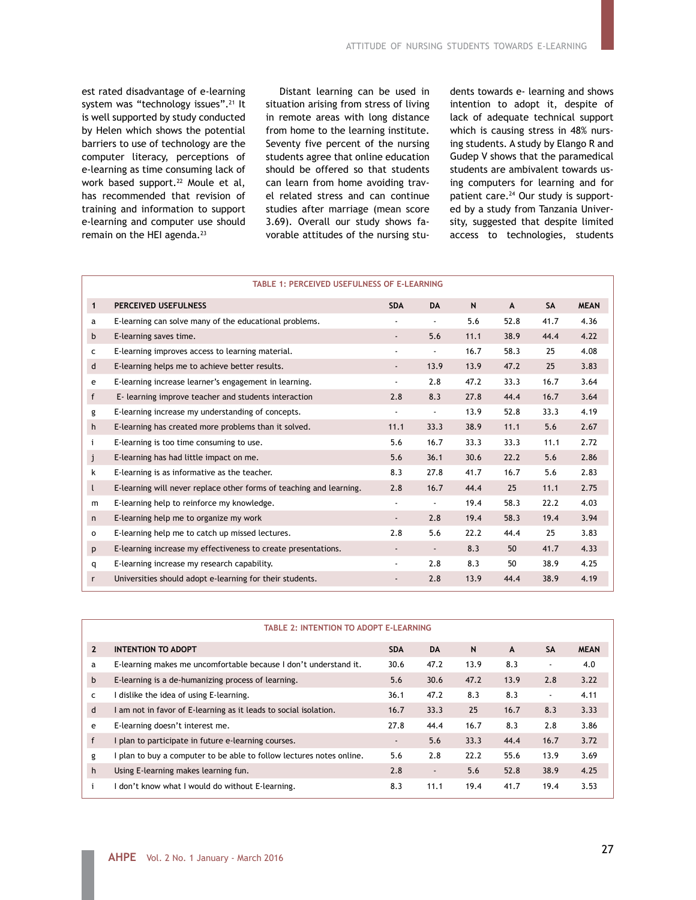est rated disadvantage of e-learning system was "technology issues".[21] It is well supported by study conducted by Helen which shows the potential barriers to use of technology are the computer literacy, perceptions of e-learning as time consuming lack of work based support.[22] Moule et al, has recommended that revision of training and information to support e-learning and computer use should remain on the HEI agenda.[23]

Distant learning can be used in situation arising from stress of living in remote areas with long distance from home to the learning institute. Seventy five percent of the nursing students agree that online education should be offered so that students can learn from home avoiding travel related stress and can continue studies after marriage (mean score 3.69). Overall our study shows favorable attitudes of the nursing students towards e- learning and shows intention to adopt it, despite of lack of adequate technical support which is causing stress in 48% nursing students. A study by Elango R and Gudep V shows that the paramedical students are ambivalent towards using computers for learning and for patient care.[24] Our study is supported by a study from Tanzania University, suggested that despite limited access to technologies, students

**TABLE 1: PERCEIVED USEFULNESS OF E-LEARNING**

| 1 | PERCEIVED USEFULNESS | SDA | DA | N | A | SA | MEAN |
|---|---|---|---|---|---|---|---|
| a | E-learning can solve many of the educational problems. | - | - | 5.6 | 52.8 | 41.7 | 4.36 |
| b | E-learning saves time. | - | 5.6 | 11.1 | 38.9 | 44.4 | 4.22 |
| c | E-learning improves access to learning material. | - | - | 16.7 | 58.3 | 25 | 4.08 |
| d | E-learning helps me to achieve better results. | - | 13.9 | 13.9 | 47.2 | 25 | 3.83 |
| e | E-learning increase learner's engagement in learning. | - | 2.8 | 47.2 | 33.3 | 16.7 | 3.64 |
| f | E- learning improve teacher and students interaction | 2.8 | 8.3 | 27.8 | 44.4 | 16.7 | 3.64 |
| g | E-learning increase my understanding of concepts. | - | - | 13.9 | 52.8 | 33.3 | 4.19 |
| h | E-learning has created more problems than it solved. | 11.1 | 33.3 | 38.9 | 11.1 | 5.6 | 2.67 |
| i | E-learning is too time consuming to use. | 5.6 | 16.7 | 33.3 | 33.3 | 11.1 | 2.72 |
| j | E-learning has had little impact on me. | 5.6 | 36.1 | 30.6 | 22.2 | 5.6 | 2.86 |
| k | E-learning is as informative as the teacher. | 8.3 | 27.8 | 41.7 | 16.7 | 5.6 | 2.83 |
| l | E-learning will never replace other forms of teaching and learning. | 2.8 | 16.7 | 44.4 | 25 | 11.1 | 2.75 |
| m | E-learning help to reinforce my knowledge. | - | - | 19.4 | 58.3 | 22.2 | 4.03 |
| n | E-learning help me to organize my work | - | 2.8 | 19.4 | 58.3 | 19.4 | 3.94 |
| o | E-learning help me to catch up missed lectures. | 2.8 | 5.6 | 22.2 | 44.4 | 25 | 3.83 |
| p | E-learning increase my effectiveness to create presentations. | - | - | 8.3 | 50 | 41.7 | 4.33 |
| q | E-learning increase my research capability. | - | 2.8 | 8.3 | 50 | 38.9 | 4.25 |
| r | Universities should adopt e-learning for their students. | - | 2.8 | 13.9 | 44.4 | 38.9 | 4.19 |

**TABLE 2: INTENTION TO ADOPT E-LEARNING**

| 2 | INTENTION TO ADOPT | SDA | DA | N | A | SA | MEAN |
|---|---|---|---|---|---|---|---|
| a | E-learning makes me uncomfortable because I don't understand it. | 30.6 | 47.2 | 13.9 | 8.3 | - | 4.0 |
| b | E-learning is a de-humanizing process of learning. | 5.6 | 30.6 | 47.2 | 13.9 | 2.8 | 3.22 |
| c | I dislike the idea of using E-learning. | 36.1 | 47.2 | 8.3 | 8.3 | - | 4.11 |
| d | I am not in favor of E-learning as it leads to social isolation. | 16.7 | 33.3 | 25 | 16.7 | 8.3 | 3.33 |
| e | E-learning doesn't interest me. | 27.8 | 44.4 | 16.7 | 8.3 | 2.8 | 3.86 |
| f | I plan to participate in future e-learning courses. | - | 5.6 | 33.3 | 44.4 | 16.7 | 3.72 |
| g | I plan to buy a computer to be able to follow lectures notes online. | 5.6 | 2.8 | 22.2 | 55.6 | 13.9 | 3.69 |
| h | Using E-learning makes learning fun. | 2.8 | - | 5.6 | 52.8 | 38.9 | 4.25 |
| i | I don't know what I would do without E-learning. | 8.3 | 11.1 | 19.4 | 41.7 | 19.4 | 3.53 |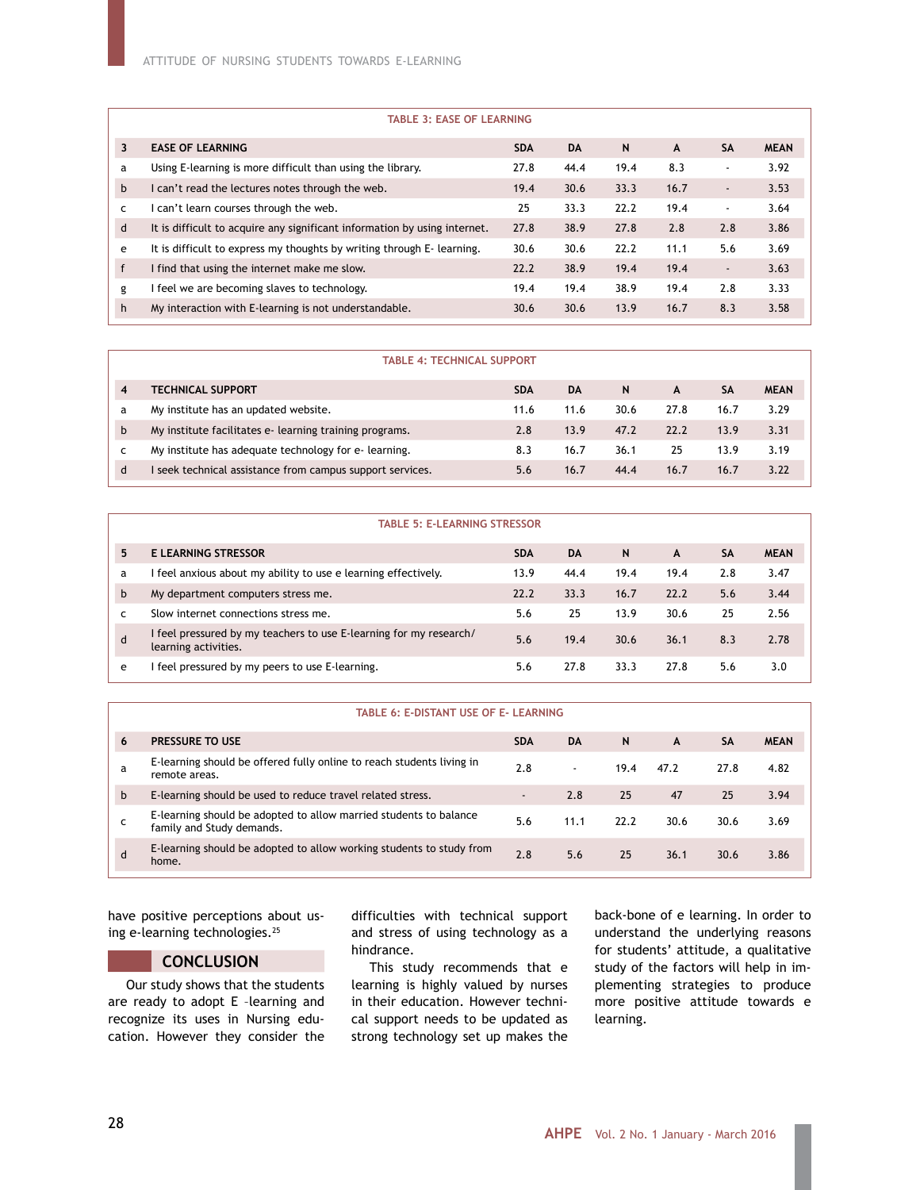| TABLE 3: EASE OF LEARNING | | | | | | | |
|---|---|---|---|---|---|---|---|
| 3 | EASE OF LEARNING | SDA | DA | N | A | SA | MEAN |
| a | Using E-learning is more difficult than using the library. | 27.8 | 44.4 | 19.4 | 8.3 | - | 3.92 |
| b | I can't read the lectures notes through the web. | 19.4 | 30.6 | 33.3 | 16.7 | - | 3.53 |
| c | I can't learn courses through the web. | 25 | 33.3 | 22.2 | 19.4 | - | 3.64 |
| d | It is difficult to acquire any significant information by using internet. | 27.8 | 38.9 | 27.8 | 2.8 | 2.8 | 3.86 |
| e | It is difficult to express my thoughts by writing through E- learning. | 30.6 | 30.6 | 22.2 | 11.1 | 5.6 | 3.69 |
| f | I find that using the internet make me slow. | 22.2 | 38.9 | 19.4 | 19.4 | - | 3.63 |
| g | I feel we are becoming slaves to technology. | 19.4 | 19.4 | 38.9 | 19.4 | 2.8 | 3.33 |
| h | My interaction with E-learning is not understandable. | 30.6 | 30.6 | 13.9 | 16.7 | 8.3 | 3.58 |

| TABLE 4: TECHNICAL SUPPORT | | | | | | | |
|---|---|---|---|---|---|---|---|
| 4 | TECHNICAL SUPPORT | SDA | DA | N | A | SA | MEAN |
| a | My institute has an updated website. | 11.6 | 11.6 | 30.6 | 27.8 | 16.7 | 3.29 |
| b | My institute facilitates e- learning training programs. | 2.8 | 13.9 | 47.2 | 22.2 | 13.9 | 3.31 |
| c | My institute has adequate technology for e- learning. | 8.3 | 16.7 | 36.1 | 25 | 13.9 | 3.19 |
| d | I seek technical assistance from campus support services. | 5.6 | 16.7 | 44.4 | 16.7 | 16.7 | 3.22 |

| TABLE 5: E-LEARNING STRESSOR | | | | | | | |
|---|---|---|---|---|---|---|---|
| 5 | E LEARNING STRESSOR | SDA | DA | N | A | SA | MEAN |
| a | I feel anxious about my ability to use e learning effectively. | 13.9 | 44.4 | 19.4 | 19.4 | 2.8 | 3.47 |
| b | My department computers stress me. | 22.2 | 33.3 | 16.7 | 22.2 | 5.6 | 3.44 |
| c | Slow internet connections stress me. | 5.6 | 25 | 13.9 | 30.6 | 25 | 2.56 |
| d | I feel pressured by my teachers to use E-learning for my research/ learning activities. | 5.6 | 19.4 | 30.6 | 36.1 | 8.3 | 2.78 |
| e | I feel pressured by my peers to use E-learning. | 5.6 | 27.8 | 33.3 | 27.8 | 5.6 | 3.0 |

| TABLE 6: E-DISTANT USE OF E- LEARNING | | | | | | | |
|---|---|---|---|---|---|---|---|
| 6 | PRESSURE TO USE | SDA | DA | N | A | SA | MEAN |
| a | E-learning should be offered fully online to reach students living in remote areas. | 2.8 | - | 19.4 | 47.2 | 27.8 | 4.82 |
| b | E-learning should be used to reduce travel related stress. | - | 2.8 | 25 | 47 | 25 | 3.94 |
| c | E-learning should be adopted to allow married students to balance family and Study demands. | 5.6 | 11.1 | 22.2 | 30.6 | 30.6 | 3.69 |
| d | E-learning should be adopted to allow working students to study from home. | 2.8 | 5.6 | 25 | 36.1 | 30.6 | 3.86 |

have positive perceptions about using e-learning technologies.[25]

## CONCLUSION

Our study shows that the students are ready to adopt E –learning and recognize its uses in Nursing education. However they consider the difficulties with technical support and stress of using technology as a hindrance.

This study recommends that e learning is highly valued by nurses in their education. However technical support needs to be updated as strong technology set up makes the back-bone of e learning. In order to understand the underlying reasons for students' attitude, a qualitative study of the factors will help in implementing strategies to produce more positive attitude towards e learning.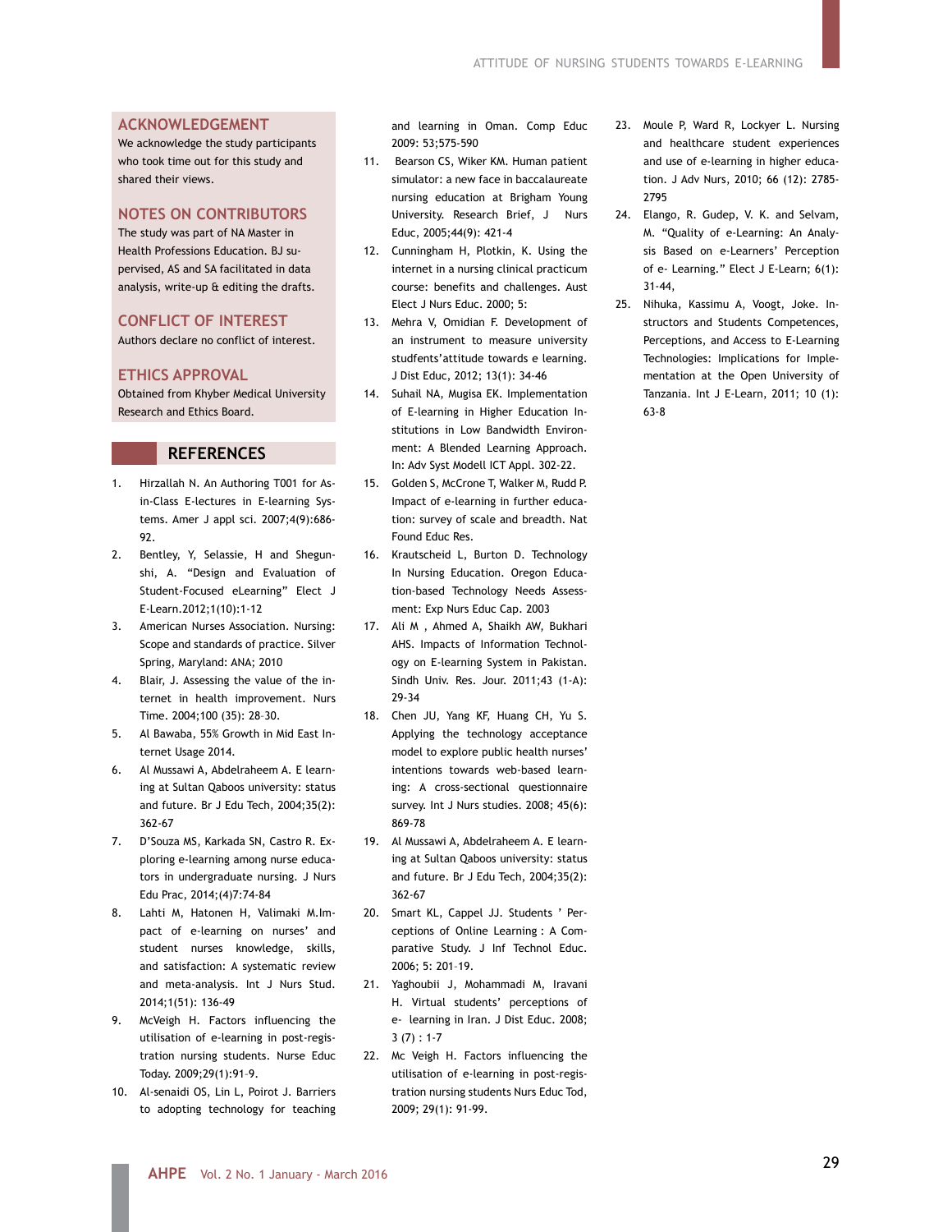## ACKNOWLEDGEMENT

We acknowledge the study participants who took time out for this study and shared their views.

## NOTES ON CONTRIBUTORS

The study was part of NA Master in Health Professions Education. BJ supervised, AS and SA facilitated in data analysis, write-up & editing the drafts.

## CONFLICT OF INTEREST

Authors declare no conflict of interest.

## ETHICS APPROVAL

Obtained from Khyber Medical University Research and Ethics Board.

## REFERENCES

1. Hirzallah N. An Authoring T001 for As-in-Class E-lectures in E-learning Systems. Amer J appl sci. 2007;4(9):686-92.
2. Bentley, Y, Selassie, H and Shegunshi, A. "Design and Evaluation of Student-Focused eLearning" Elect J E-Learn.2012;1(10):1-12
3. American Nurses Association. Nursing: Scope and standards of practice. Silver Spring, Maryland: ANA; 2010
4. Blair, J. Assessing the value of the internet in health improvement. Nurs Time. 2004;100 (35): 28–30.
5. Al Bawaba, 55% Growth in Mid East Internet Usage 2014.
6. Al Mussawi A, Abdelraheem A. E learning at Sultan Qaboos university: status and future. Br J Edu Tech, 2004;35(2): 362-67
7. D'Souza MS, Karkada SN, Castro R. Exploring e-learning among nurse educators in undergraduate nursing. J Nurs Edu Prac, 2014;(4)7:74-84
8. Lahti M, Hatonen H, Valimaki M.Impact of e-learning on nurses' and student nurses knowledge, skills, and satisfaction: A systematic review and meta-analysis. Int J Nurs Stud. 2014;1(51): 136-49
9. McVeigh H. Factors influencing the utilisation of e-learning in post-registration nursing students. Nurse Educ Today. 2009;29(1):91–9.
10. Al-senaidi OS, Lin L, Poirot J. Barriers to adopting technology for teaching and learning in Oman. Comp Educ 2009: 53;575-590
11. Bearson CS, Wiker KM. Human patient simulator: a new face in baccalaureate nursing education at Brigham Young University. Research Brief, J Nurs Educ, 2005;44(9): 421-4
12. Cunningham H, Plotkin, K. Using the internet in a nursing clinical practicum course: benefits and challenges. Aust Elect J Nurs Educ. 2000; 5:
13. Mehra V, Omidian F. Development of an instrument to measure university studfents'attitude towards e learning. J Dist Educ, 2012; 13(1): 34-46
14. Suhail NA, Mugisa EK. Implementation of E-learning in Higher Education Institutions in Low Bandwidth Environment: A Blended Learning Approach. In: Adv Syst Modell ICT Appl. 302-22.
15. Golden S, McCrone T, Walker M, Rudd P. Impact of e-learning in further education: survey of scale and breadth. Nat Found Educ Res.
16. Krautscheid L, Burton D. Technology In Nursing Education. Oregon Education-based Technology Needs Assessment: Exp Nurs Educ Cap. 2003
17. Ali M , Ahmed A, Shaikh AW, Bukhari AHS. Impacts of Information Technology on E-learning System in Pakistan. Sindh Univ. Res. Jour. 2011;43 (1-A): 29-34
18. Chen JU, Yang KF, Huang CH, Yu S. Applying the technology acceptance model to explore public health nurses' intentions towards web-based learning: A cross-sectional questionnaire survey. Int J Nurs studies. 2008; 45(6): 869-78
19. Al Mussawi A, Abdelraheem A. E learning at Sultan Qaboos university: status and future. Br J Edu Tech, 2004;35(2): 362-67
20. Smart KL, Cappel JJ. Students ' Perceptions of Online Learning : A Comparative Study. J Inf Technol Educ. 2006; 5: 201–19.
21. Yaghoubii J, Mohammadi M, Iravani H. Virtual students' perceptions of e- learning in Iran. J Dist Educ. 2008; 3 (7) : 1-7
22. Mc Veigh H. Factors influencing the utilisation of e-learning in post-registration nursing students Nurs Educ Tod, 2009; 29(1): 91-99.
23. Moule P, Ward R, Lockyer L. Nursing and healthcare student experiences and use of e-learning in higher education. J Adv Nurs, 2010; 66 (12): 2785-2795
24. Elango, R. Gudep, V. K. and Selvam, M. "Quality of e-Learning: An Analysis Based on e-Learners' Perception of e- Learning." Elect J E-Learn; 6(1): 31-44,
25. Nihuka, Kassimu A, Voogt, Joke. Instructors and Students Competences, Perceptions, and Access to E-Learning Technologies: Implications for Implementation at the Open University of Tanzania. Int J E-Learn, 2011; 10 (1): 63-8